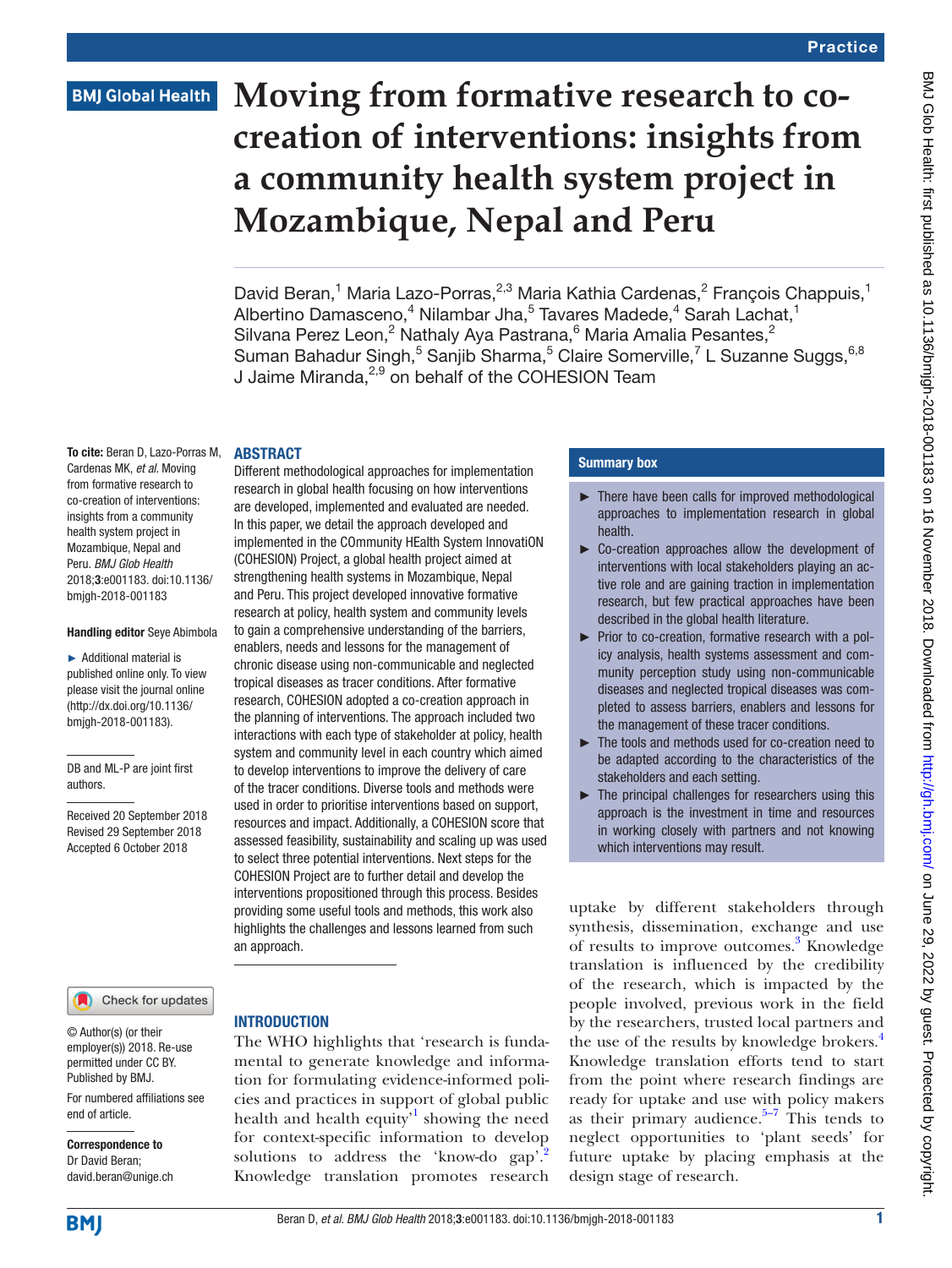# Moving from formative research to co-creation of interventions: insights from a community health system project in Mozambique, Nepal and Peru

David Beran,[1] Maria Lazo-Porras,[2,3] Maria Kathia Cardenas,[2] François Chappuis,[1] Albertino Damasceno,[4] Nilambar Jha,[5] Tavares Madede,[4] Sarah Lachat,[1] Silvana Perez Leon,[2] Nathaly Aya Pastrana,[6] Maria Amalia Pesantes,[2] Suman Bahadur Singh,[5] Sanjib Sharma,[5] Claire Somerville,[7] L Suzanne Suggs,[6,8] J Jaime Miranda,[2,9] on behalf of the COHESION Team

**To cite:** Beran D, Lazo-Porras M, Cardenas MK, *et al*. Moving from formative research to co-creation of interventions: insights from a community health system project in Mozambique, Nepal and Peru. *BMJ Glob Health* 2018;**3**:e001183. doi:10.1136/bmjgh-2018-001183

**Handling editor** Seye Abimbola

► Additional material is published online only. To view please visit the journal online (http://dx.doi.org/10.1136/bmjgh-2018-001183).

DB and ML-P are joint first authors.

Received 20 September 2018
Revised 29 September 2018
Accepted 6 October 2018

© Author(s) (or their employer(s)) 2018. Re-use permitted under CC BY. Published by BMJ.

For numbered affiliations see end of article.

**Correspondence to**
Dr David Beran;
david.beran@unige.ch

## ABSTRACT

Different methodological approaches for implementation research in global health focusing on how interventions are developed, implemented and evaluated are needed. In this paper, we detail the approach developed and implemented in the COmmunity HEalth System InnovatiON (COHESION) Project, a global health project aimed at strengthening health systems in Mozambique, Nepal and Peru. This project developed innovative formative research at policy, health system and community levels to gain a comprehensive understanding of the barriers, enablers, needs and lessons for the management of chronic disease using non-communicable and neglected tropical diseases as tracer conditions. After formative research, COHESION adopted a co-creation approach in the planning of interventions. The approach included two interactions with each type of stakeholder at policy, health system and community level in each country which aimed to develop interventions to improve the delivery of care of the tracer conditions. Diverse tools and methods were used in order to prioritise interventions based on support, resources and impact. Additionally, a COHESION score that assessed feasibility, sustainability and scaling up was used to select three potential interventions. Next steps for the COHESION Project are to further detail and develop the interventions propositioned through this process. Besides providing some useful tools and methods, this work also highlights the challenges and lessons learned from such an approach.

### Summary box

- ► There have been calls for improved methodological approaches to implementation research in global health.
- ► Co-creation approaches allow the development of interventions with local stakeholders playing an active role and are gaining traction in implementation research, but few practical approaches have been described in the global health literature.
- ► Prior to co-creation, formative research with a policy analysis, health systems assessment and community perception study using non-communicable diseases and neglected tropical diseases was completed to assess barriers, enablers and lessons for the management of these tracer conditions.
- ► The tools and methods used for co-creation need to be adapted according to the characteristics of the stakeholders and each setting.
- ► The principal challenges for researchers using this approach is the investment in time and resources in working closely with partners and not knowing which interventions may result.

## INTRODUCTION

The WHO highlights that 'research is fundamental to generate knowledge and information for formulating evidence-informed policies and practices in support of global public health and health equity'[1] showing the need for context-specific information to develop solutions to address the 'know-do gap'.[2] Knowledge translation promotes research uptake by different stakeholders through synthesis, dissemination, exchange and use of results to improve outcomes.[3] Knowledge translation is influenced by the credibility of the research, which is impacted by the people involved, previous work in the field by the researchers, trusted local partners and the use of the results by knowledge brokers.[4] Knowledge translation efforts tend to start from the point where research findings are ready for uptake and use with policy makers as their primary audience.[5–7] This tends to neglect opportunities to 'plant seeds' for future uptake by placing emphasis at the design stage of research.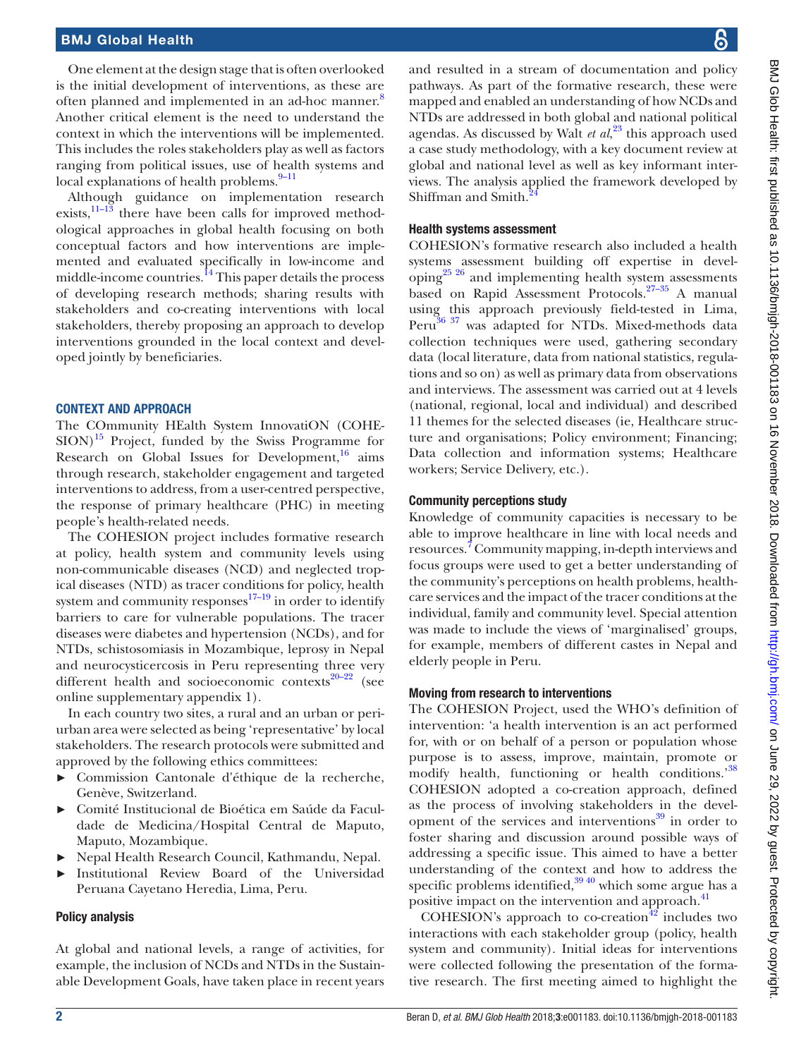One element at the design stage that is often overlooked is the initial development of interventions, as these are often planned and implemented in an ad-hoc manner.[8] Another critical element is the need to understand the context in which the interventions will be implemented. This includes the roles stakeholders play as well as factors ranging from political issues, use of health systems and local explanations of health problems.[9–11]

Although guidance on implementation research exists,[11–13] there have been calls for improved methodological approaches in global health focusing on both conceptual factors and how interventions are implemented and evaluated specifically in low-income and middle-income countries.[14] This paper details the process of developing research methods; sharing results with stakeholders and co-creating interventions with local stakeholders, thereby proposing an approach to develop interventions grounded in the local context and developed jointly by beneficiaries.

## CONTEXT AND APPROACH

The COmmunity HEalth System InnovatiON (COHESION)[15] Project, funded by the Swiss Programme for Research on Global Issues for Development,[16] aims through research, stakeholder engagement and targeted interventions to address, from a user-centred perspective, the response of primary healthcare (PHC) in meeting people's health-related needs.

The COHESION project includes formative research at policy, health system and community levels using non-communicable diseases (NCD) and neglected tropical diseases (NTD) as tracer conditions for policy, health system and community responses[17–19] in order to identify barriers to care for vulnerable populations. The tracer diseases were diabetes and hypertension (NCDs), and for NTDs, schistosomiasis in Mozambique, leprosy in Nepal and neurocysticercosis in Peru representing three very different health and socioeconomic contexts[20–22] (see online supplementary appendix 1).

In each country two sites, a rural and an urban or periurban area were selected as being 'representative' by local stakeholders. The research protocols were submitted and approved by the following ethics committees:

- Commission Cantonale d'éthique de la recherche, Genève, Switzerland.
- Comité Institucional de Bioética em Saúde da Faculdade de Medicina/Hospital Central de Maputo, Maputo, Mozambique.
- Nepal Health Research Council, Kathmandu, Nepal.
- Institutional Review Board of the Universidad Peruana Cayetano Heredia, Lima, Peru.

### Policy analysis

At global and national levels, a range of activities, for example, the inclusion of NCDs and NTDs in the Sustainable Development Goals, have taken place in recent years and resulted in a stream of documentation and policy pathways. As part of the formative research, these were mapped and enabled an understanding of how NCDs and NTDs are addressed in both global and national political agendas. As discussed by Walt *et al*,[23] this approach used a case study methodology, with a key document review at global and national level as well as key informant interviews. The analysis applied the framework developed by Shiffman and Smith.[24]

### Health systems assessment

COHESION's formative research also included a health systems assessment building off expertise in developing[25 26] and implementing health system assessments based on Rapid Assessment Protocols.[27–35] A manual using this approach previously field-tested in Lima, Peru[36 37] was adapted for NTDs. Mixed-methods data collection techniques were used, gathering secondary data (local literature, data from national statistics, regulations and so on) as well as primary data from observations and interviews. The assessment was carried out at 4 levels (national, regional, local and individual) and described 11 themes for the selected diseases (ie, Healthcare structure and organisations; Policy environment; Financing; Data collection and information systems; Healthcare workers; Service Delivery, etc.).

### Community perceptions study

Knowledge of community capacities is necessary to be able to improve healthcare in line with local needs and resources.[7] Community mapping, in-depth interviews and focus groups were used to get a better understanding of the community's perceptions on health problems, healthcare services and the impact of the tracer conditions at the individual, family and community level. Special attention was made to include the views of 'marginalised' groups, for example, members of different castes in Nepal and elderly people in Peru.

### Moving from research to interventions

The COHESION Project, used the WHO's definition of intervention: 'a health intervention is an act performed for, with or on behalf of a person or population whose purpose is to assess, improve, maintain, promote or modify health, functioning or health conditions.'[38] COHESION adopted a co-creation approach, defined as the process of involving stakeholders in the development of the services and interventions[39] in order to foster sharing and discussion around possible ways of addressing a specific issue. This aimed to have a better understanding of the context and how to address the specific problems identified,[39 40] which some argue has a positive impact on the intervention and approach.[41]

COHESION's approach to co-creation[42] includes two interactions with each stakeholder group (policy, health system and community). Initial ideas for interventions were collected following the presentation of the formative research. The first meeting aimed to highlight the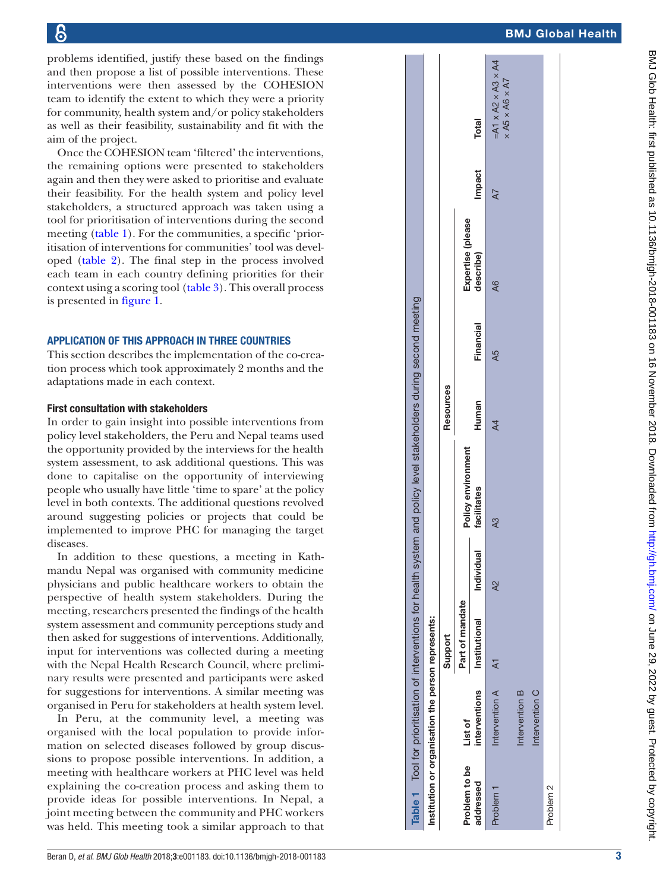problems identified, justify these based on the findings and then propose a list of possible interventions. These interventions were then assessed by the COHESION team to identify the extent to which they were a priority for community, health system and/or policy stakeholders as well as their feasibility, sustainability and fit with the aim of the project.

Once the COHESION team 'filtered' the interventions, the remaining options were presented to stakeholders again and then they were asked to prioritise and evaluate their feasibility. For the health system and policy level stakeholders, a structured approach was taken using a tool for prioritisation of interventions during the second meeting (table 1). For the communities, a specific 'prioritisation of interventions for communities' tool was developed (table 2). The final step in the process involved each team in each country defining priorities for their context using a scoring tool (table 3). This overall process is presented in figure 1.

## APPLICATION OF THIS APPROACH IN THREE COUNTRIES

This section describes the implementation of the co-creation process which took approximately 2 months and the adaptations made in each context.

### First consultation with stakeholders

In order to gain insight into possible interventions from policy level stakeholders, the Peru and Nepal teams used the opportunity provided by the interviews for the health system assessment, to ask additional questions. This was done to capitalise on the opportunity of interviewing people who usually have little 'time to spare' at the policy level in both contexts. The additional questions revolved around suggesting policies or projects that could be implemented to improve PHC for managing the target diseases.

In addition to these questions, a meeting in Kathmandu Nepal was organised with community medicine physicians and public healthcare workers to obtain the perspective of health system stakeholders. During the meeting, researchers presented the findings of the health system assessment and community perceptions study and then asked for suggestions of interventions. Additionally, input for interventions was collected during a meeting with the Nepal Health Research Council, where preliminary results were presented and participants were asked for suggestions for interventions. A similar meeting was organised in Peru for stakeholders at health system level.

In Peru, at the community level, a meeting was organised with the local population to provide information on selected diseases followed by group discussions to propose possible interventions. In addition, a meeting with healthcare workers at PHC level was held explaining the co-creation process and asking them to provide ideas for possible interventions. In Nepal, a joint meeting between the community and PHC workers was held. This meeting took a similar approach to that

**Table 1** Tool for prioritisation of interventions for health system and policy level stakeholders during second meeting

Institution or organisation the person represents:

| | | Support | | | Resources | | | | |
|---|---|---|---|---|---|---|---|---|---|
| | | Part of mandate | | | | | | | |
| Problem to be addressed | List of interventions | Institutional | Individual | Policy environment facilitates | Human | Financial | Expertise (please describe) | Impact | Total |
| Problem 1 | Intervention A | A1 | A2 | A3 | A4 | A5 | A6 | A7 | $=A1 \times A2 \times A3 \times A4 \times A5 \times A6 \times A7$ |
| | Intervention B | | | | | | | | |
| | Intervention C | | | | | | | | |
| Problem 2 | | | | | | | | | |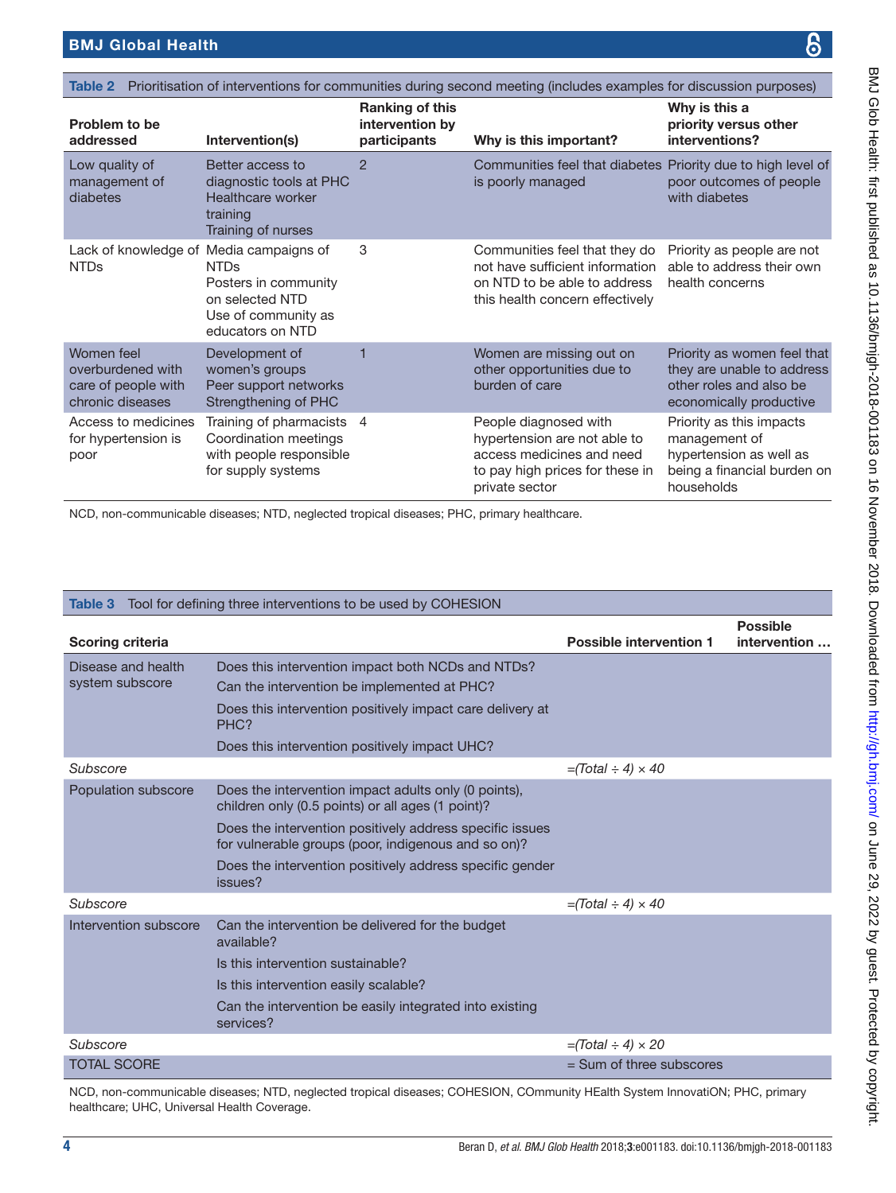**Table 2** Prioritisation of interventions for communities during second meeting (includes examples for discussion purposes)

| Problem to be addressed | Intervention(s) | Ranking of this intervention by participants | Why is this important? | Why is this a priority versus other interventions? |
|---|---|---|---|---|
| Low quality of management of diabetes | Better access to diagnostic tools at PHC<br>Healthcare worker training<br>Training of nurses | 2 | Communities feel that diabetes is poorly managed | Priority due to high level of poor outcomes of people with diabetes |
| Lack of knowledge of NTDs | Media campaigns of NTDs<br>Posters in community on selected NTD<br>Use of community as educators on NTD | 3 | Communities feel that they do not have sufficient information on NTD to be able to address this health concern effectively | Priority as people are not able to address their own health concerns |
| Women feel overburdened with care of people with chronic diseases | Development of women's groups<br>Peer support networks<br>Strengthening of PHC | 1 | Women are missing out on other opportunities due to burden of care | Priority as women feel that they are unable to address other roles and also be economically productive |
| Access to medicines for hypertension is poor | Training of pharmacists<br>Coordination meetings with people responsible for supply systems | 4 | People diagnosed with hypertension are not able to access medicines and need to pay high prices for these in private sector | Priority as this impacts management of hypertension as well as being a financial burden on households |

NCD, non-communicable diseases; NTD, neglected tropical diseases; PHC, primary healthcare.

**Table 3** Tool for defining three interventions to be used by COHESION

| Scoring criteria | | Possible intervention 1 | Possible intervention … |
|---|---|---|---|
| Disease and health system subscore | Does this intervention impact both NCDs and NTDs? | | |
| | Can the intervention be implemented at PHC? | | |
| | Does this intervention positively impact care delivery at PHC? | | |
| | Does this intervention positively impact UHC? | | |
| *Subscore* | | *=(Total ÷ 4) × 40* | |
| Population subscore | Does the intervention impact adults only (0 points), children only (0.5 points) or all ages (1 point)? | | |
| | Does the intervention positively address specific issues for vulnerable groups (poor, indigenous and so on)? | | |
| | Does the intervention positively address specific gender issues? | | |
| *Subscore* | | *=(Total ÷ 4) × 40* | |
| Intervention subscore | Can the intervention be delivered for the budget available? | | |
| | Is this intervention sustainable? | | |
| | Is this intervention easily scalable? | | |
| | Can the intervention be easily integrated into existing services? | | |
| *Subscore* | | *=(Total ÷ 4) × 20* | |
| TOTAL SCORE | | = Sum of three subscores | |

NCD, non-communicable diseases; NTD, neglected tropical diseases; COHESION, COmmunity HEalth System InnovatiON; PHC, primary healthcare; UHC, Universal Health Coverage.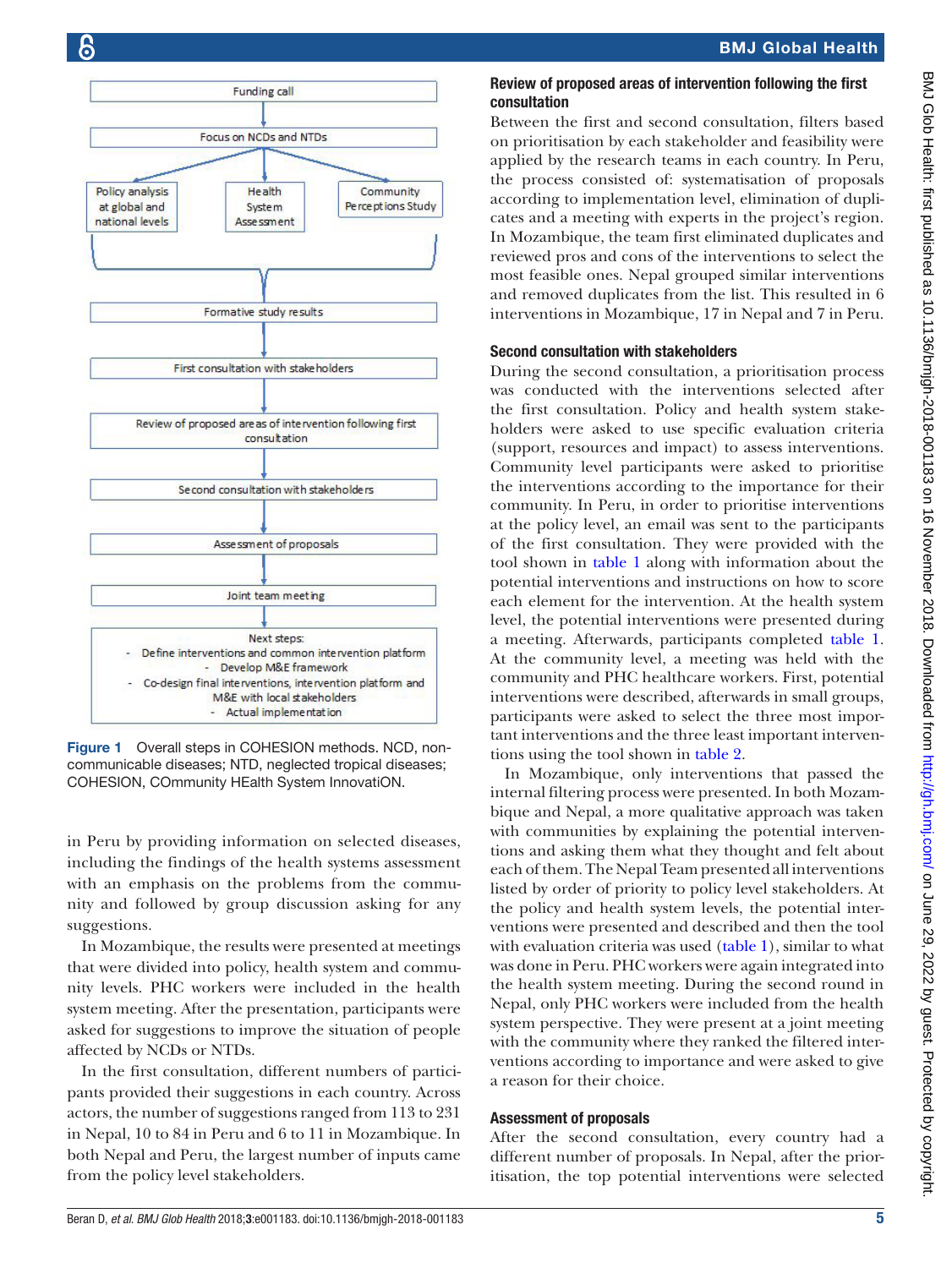- Funding call
- Focus on NCDs and NTDs
- Policy analysis at global and national levels | Health System Assessment | Community Perceptions Study
- Formative study results
- First consultation with stakeholders
- Review of proposed areas of intervention following first consultation
- Second consultation with stakeholders
- Assessment of proposals
- Joint team meeting
- Next steps:
  - Define interventions and common intervention platform
  - Develop M&E framework
  - Co-design final interventions, intervention platform and M&E with local stakeholders
  - Actual implementation

**Figure 1** Overall steps in COHESION methods. NCD, non-communicable diseases; NTD, neglected tropical diseases; COHESION, COmmunity HEalth System InnovatiON.

in Peru by providing information on selected diseases, including the findings of the health systems assessment with an emphasis on the problems from the community and followed by group discussion asking for any suggestions.

In Mozambique, the results were presented at meetings that were divided into policy, health system and community levels. PHC workers were included in the health system meeting. After the presentation, participants were asked for suggestions to improve the situation of people affected by NCDs or NTDs.

In the first consultation, different numbers of participants provided their suggestions in each country. Across actors, the number of suggestions ranged from 113 to 231 in Nepal, 10 to 84 in Peru and 6 to 11 in Mozambique. In both Nepal and Peru, the largest number of inputs came from the policy level stakeholders.

### Review of proposed areas of intervention following the first consultation

Between the first and second consultation, filters based on prioritisation by each stakeholder and feasibility were applied by the research teams in each country. In Peru, the process consisted of: systematisation of proposals according to implementation level, elimination of duplicates and a meeting with experts in the project's region. In Mozambique, the team first eliminated duplicates and reviewed pros and cons of the interventions to select the most feasible ones. Nepal grouped similar interventions and removed duplicates from the list. This resulted in 6 interventions in Mozambique, 17 in Nepal and 7 in Peru.

### Second consultation with stakeholders

During the second consultation, a prioritisation process was conducted with the interventions selected after the first consultation. Policy and health system stakeholders were asked to use specific evaluation criteria (support, resources and impact) to assess interventions. Community level participants were asked to prioritise the interventions according to the importance for their community. In Peru, in order to prioritise interventions at the policy level, an email was sent to the participants of the first consultation. They were provided with the tool shown in table 1 along with information about the potential interventions and instructions on how to score each element for the intervention. At the health system level, the potential interventions were presented during a meeting. Afterwards, participants completed table 1. At the community level, a meeting was held with the community and PHC healthcare workers. First, potential interventions were described, afterwards in small groups, participants were asked to select the three most important interventions and the three least important interventions using the tool shown in table 2.

In Mozambique, only interventions that passed the internal filtering process were presented. In both Mozambique and Nepal, a more qualitative approach was taken with communities by explaining the potential interventions and asking them what they thought and felt about each of them. The Nepal Team presented all interventions listed by order of priority to policy level stakeholders. At the policy and health system levels, the potential interventions were presented and described and then the tool with evaluation criteria was used (table 1), similar to what was done in Peru. PHC workers were again integrated into the health system meeting. During the second round in Nepal, only PHC workers were included from the health system perspective. They were present at a joint meeting with the community where they ranked the filtered interventions according to importance and were asked to give a reason for their choice.

### Assessment of proposals

After the second consultation, every country had a different number of proposals. In Nepal, after the prioritisation, the top potential interventions were selected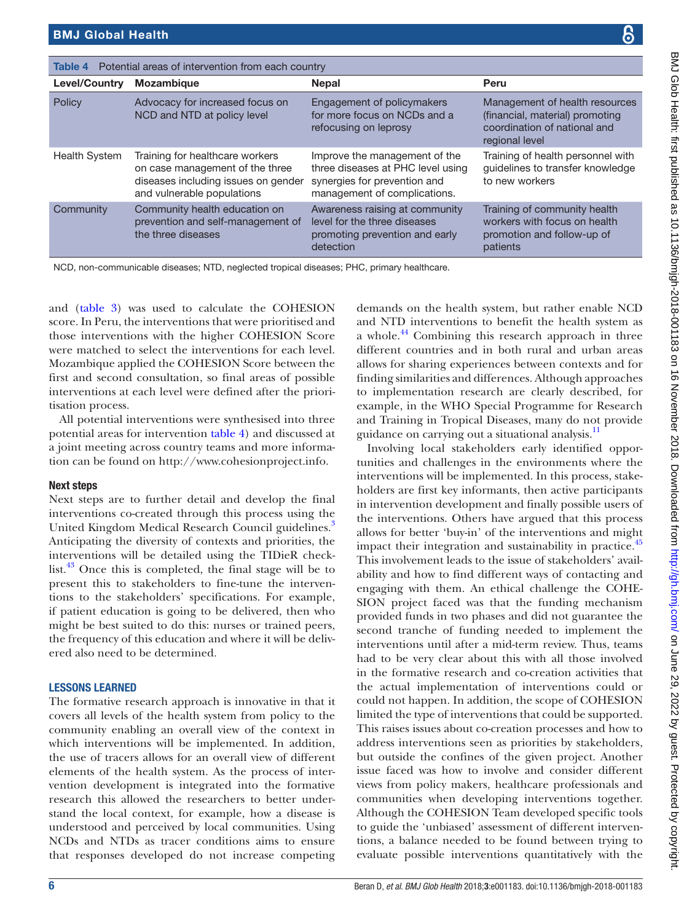**Table 4** Potential areas of intervention from each country

| Level/Country | Mozambique | Nepal | Peru |
|---|---|---|---|
| Policy | Advocacy for increased focus on NCD and NTD at policy level | Engagement of policymakers for more focus on NCDs and a refocusing on leprosy | Management of health resources (financial, material) promoting coordination of national and regional level |
| Health System | Training for healthcare workers on case management of the three diseases including issues on gender and vulnerable populations | Improve the management of the three diseases at PHC level using synergies for prevention and management of complications. | Training of health personnel with guidelines to transfer knowledge to new workers |
| Community | Community health education on prevention and self-management of the three diseases | Awareness raising at community level for the three diseases promoting prevention and early detection | Training of community health workers with focus on health promotion and follow-up of patients |

NCD, non-communicable diseases; NTD, neglected tropical diseases; PHC, primary healthcare.

and (table 3) was used to calculate the COHESION score. In Peru, the interventions that were prioritised and those interventions with the higher COHESION Score were matched to select the interventions for each level. Mozambique applied the COHESION Score between the first and second consultation, so final areas of possible interventions at each level were defined after the prioritisation process.

All potential interventions were synthesised into three potential areas for intervention table 4) and discussed at a joint meeting across country teams and more information can be found on http://www.cohesionproject.info.

### Next steps

Next steps are to further detail and develop the final interventions co-created through this process using the United Kingdom Medical Research Council guidelines.[3] Anticipating the diversity of contexts and priorities, the interventions will be detailed using the TIDieR checklist.[43] Once this is completed, the final stage will be to present this to stakeholders to fine-tune the interventions to the stakeholders' specifications. For example, if patient education is going to be delivered, then who might be best suited to do this: nurses or trained peers, the frequency of this education and where it will be delivered also need to be determined.

## LESSONS LEARNED

The formative research approach is innovative in that it covers all levels of the health system from policy to the community enabling an overall view of the context in which interventions will be implemented. In addition, the use of tracers allows for an overall view of different elements of the health system. As the process of intervention development is integrated into the formative research this allowed the researchers to better understand the local context, for example, how a disease is understood and perceived by local communities. Using NCDs and NTDs as tracer conditions aims to ensure that responses developed do not increase competing demands on the health system, but rather enable NCD and NTD interventions to benefit the health system as a whole.[44] Combining this research approach in three different countries and in both rural and urban areas allows for sharing experiences between contexts and for finding similarities and differences. Although approaches to implementation research are clearly described, for example, in the WHO Special Programme for Research and Training in Tropical Diseases, many do not provide guidance on carrying out a situational analysis.[11]

Involving local stakeholders early identified opportunities and challenges in the environments where the interventions will be implemented. In this process, stakeholders are first key informants, then active participants in intervention development and finally possible users of the interventions. Others have argued that this process allows for better 'buy-in' of the interventions and might impact their integration and sustainability in practice.[45] This involvement leads to the issue of stakeholders' availability and how to find different ways of contacting and engaging with them. An ethical challenge the COHESION project faced was that the funding mechanism provided funds in two phases and did not guarantee the second tranche of funding needed to implement the interventions until after a mid-term review. Thus, teams had to be very clear about this with all those involved in the formative research and co-creation activities that the actual implementation of interventions could or could not happen. In addition, the scope of COHESION limited the type of interventions that could be supported. This raises issues about co-creation processes and how to address interventions seen as priorities by stakeholders, but outside the confines of the given project. Another issue faced was how to involve and consider different views from policy makers, healthcare professionals and communities when developing interventions together. Although the COHESION Team developed specific tools to guide the 'unbiased' assessment of different interventions, a balance needed to be found between trying to evaluate possible interventions quantitatively with the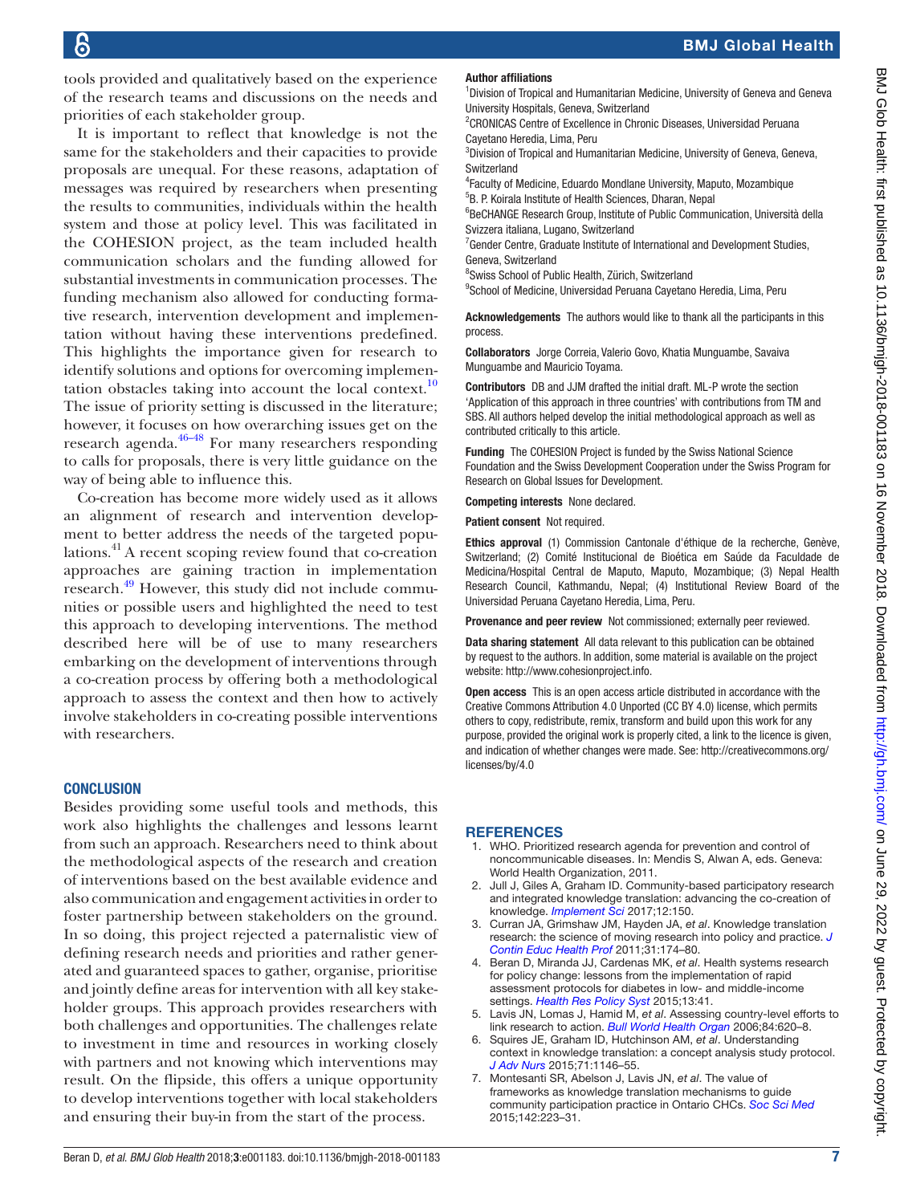tools provided and qualitatively based on the experience of the research teams and discussions on the needs and priorities of each stakeholder group.

It is important to reflect that knowledge is not the same for the stakeholders and their capacities to provide proposals are unequal. For these reasons, adaptation of messages was required by researchers when presenting the results to communities, individuals within the health system and those at policy level. This was facilitated in the COHESION project, as the team included health communication scholars and the funding allowed for substantial investments in communication processes. The funding mechanism also allowed for conducting formative research, intervention development and implementation without having these interventions predefined. This highlights the importance given for research to identify solutions and options for overcoming implementation obstacles taking into account the local context.[10] The issue of priority setting is discussed in the literature; however, it focuses on how overarching issues get on the research agenda.[46–48] For many researchers responding to calls for proposals, there is very little guidance on the way of being able to influence this.

Co-creation has become more widely used as it allows an alignment of research and intervention development to better address the needs of the targeted populations.[41] A recent scoping review found that co-creation approaches are gaining traction in implementation research.[49] However, this study did not include communities or possible users and highlighted the need to test this approach to developing interventions. The method described here will be of use to many researchers embarking on the development of interventions through a co-creation process by offering both a methodological approach to assess the context and then how to actively involve stakeholders in co-creating possible interventions with researchers.

## CONCLUSION

Besides providing some useful tools and methods, this work also highlights the challenges and lessons learnt from such an approach. Researchers need to think about the methodological aspects of the research and creation of interventions based on the best available evidence and also communication and engagement activities in order to foster partnership between stakeholders on the ground. In so doing, this project rejected a paternalistic view of defining research needs and priorities and rather generated and guaranteed spaces to gather, organise, prioritise and jointly define areas for intervention with all key stakeholder groups. This approach provides researchers with both challenges and opportunities. The challenges relate to investment in time and resources in working closely with partners and not knowing which interventions may result. On the flipside, this offers a unique opportunity to develop interventions together with local stakeholders and ensuring their buy-in from the start of the process.

**Author affiliations**

[1]Division of Tropical and Humanitarian Medicine, University of Geneva and Geneva University Hospitals, Geneva, Switzerland
[2]CRONICAS Centre of Excellence in Chronic Diseases, Universidad Peruana Cayetano Heredia, Lima, Peru
[3]Division of Tropical and Humanitarian Medicine, University of Geneva, Geneva, Switzerland
[4]Faculty of Medicine, Eduardo Mondlane University, Maputo, Mozambique
[5]B. P. Koirala Institute of Health Sciences, Dharan, Nepal
[6]BeCHANGE Research Group, Institute of Public Communication, Università della Svizzera italiana, Lugano, Switzerland
[7]Gender Centre, Graduate Institute of International and Development Studies, Geneva, Switzerland
[8]Swiss School of Public Health, Zürich, Switzerland
[9]School of Medicine, Universidad Peruana Cayetano Heredia, Lima, Peru

**Acknowledgements** The authors would like to thank all the participants in this process.

**Collaborators** Jorge Correia, Valerio Govo, Khatia Munguambe, Savaiva Munguambe and Mauricio Toyama.

**Contributors** DB and JJM drafted the initial draft. ML-P wrote the section 'Application of this approach in three countries' with contributions from TM and SBS. All authors helped develop the initial methodological approach as well as contributed critically to this article.

**Funding** The COHESION Project is funded by the Swiss National Science Foundation and the Swiss Development Cooperation under the Swiss Program for Research on Global Issues for Development.

**Competing interests** None declared.

**Patient consent** Not required.

**Ethics approval** (1) Commission Cantonale d'éthique de la recherche, Genève, Switzerland; (2) Comité Institucional de Bioética em Saúde da Faculdade de Medicina/Hospital Central de Maputo, Maputo, Mozambique; (3) Nepal Health Research Council, Kathmandu, Nepal; (4) Institutional Review Board of the Universidad Peruana Cayetano Heredia, Lima, Peru.

**Provenance and peer review** Not commissioned; externally peer reviewed.

**Data sharing statement** All data relevant to this publication can be obtained by request to the authors. In addition, some material is available on the project website: http://www.cohesionproject.info.

**Open access** This is an open access article distributed in accordance with the Creative Commons Attribution 4.0 Unported (CC BY 4.0) license, which permits others to copy, redistribute, remix, transform and build upon this work for any purpose, provided the original work is properly cited, a link to the licence is given, and indication of whether changes were made. See: http://creativecommons.org/licenses/by/4.0

## REFERENCES

1. WHO. Prioritized research agenda for prevention and control of noncommunicable diseases. In: Mendis S, Alwan A, eds. Geneva: World Health Organization, 2011.
2. Jull J, Giles A, Graham ID. Community-based participatory research and integrated knowledge translation: advancing the co-creation of knowledge. *Implement Sci* 2017;12:150.
3. Curran JA, Grimshaw JM, Hayden JA, *et al*. Knowledge translation research: the science of moving research into policy and practice. *J Contin Educ Health Prof* 2011;31:174–80.
4. Beran D, Miranda JJ, Cardenas MK, *et al*. Health systems research for policy change: lessons from the implementation of rapid assessment protocols for diabetes in low- and middle-income settings. *Health Res Policy Syst* 2015;13:41.
5. Lavis JN, Lomas J, Hamid M, *et al*. Assessing country-level efforts to link research to action. *Bull World Health Organ* 2006;84:620–8.
6. Squires JE, Graham ID, Hutchinson AM, *et al*. Understanding context in knowledge translation: a concept analysis study protocol. *J Adv Nurs* 2015;71:1146–55.
7. Montesanti SR, Abelson J, Lavis JN, *et al*. The value of frameworks as knowledge translation mechanisms to guide community participation practice in Ontario CHCs. *Soc Sci Med* 2015;142:223–31.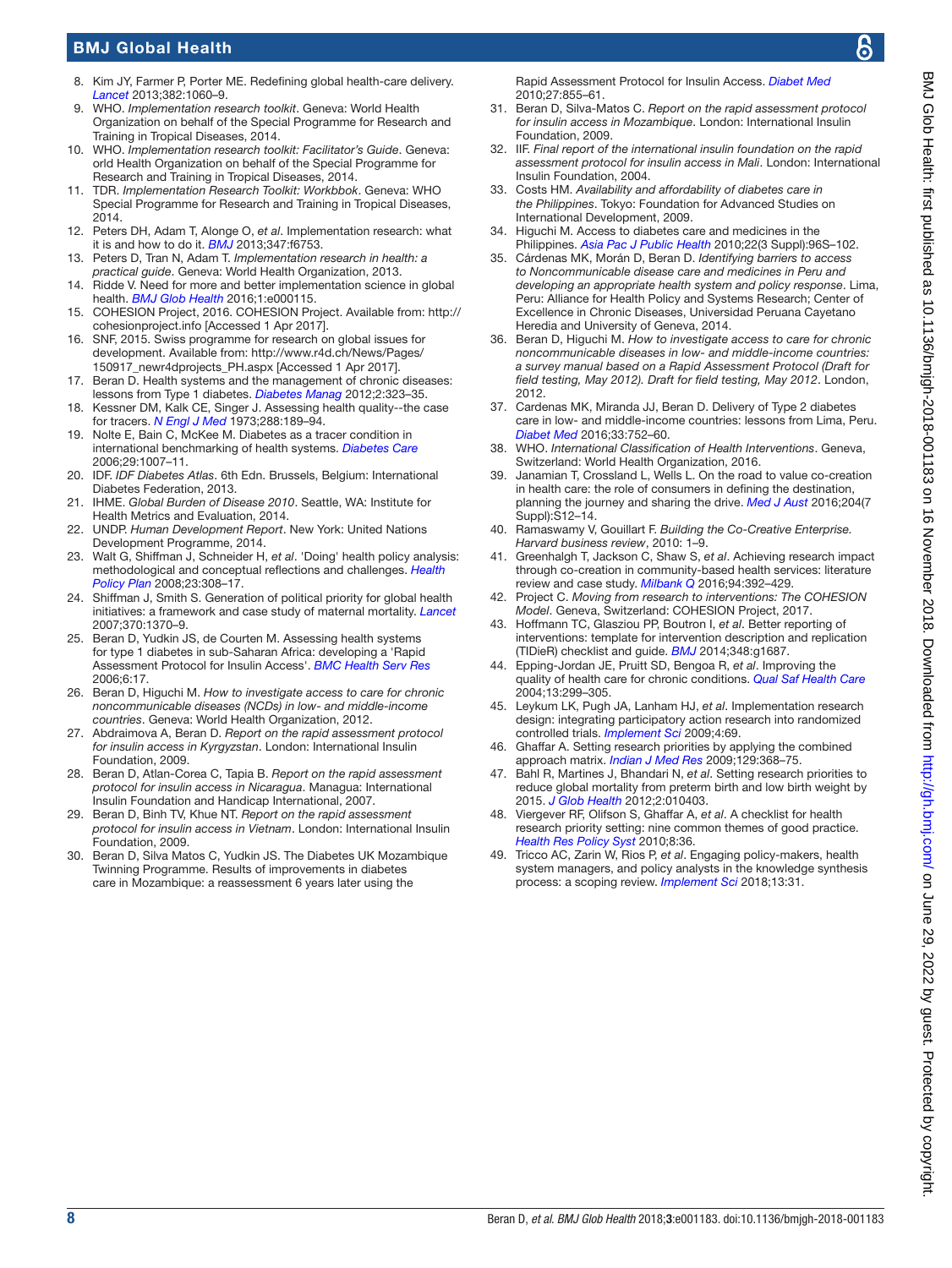8. Kim JY, Farmer P, Porter ME. Redefining global health-care delivery. *Lancet* 2013;382:1060–9.
9. WHO. *Implementation research toolkit*. Geneva: World Health Organization on behalf of the Special Programme for Research and Training in Tropical Diseases, 2014.
10. WHO. *Implementation research toolkit: Facilitator's Guide*. Geneva: orld Health Organization on behalf of the Special Programme for Research and Training in Tropical Diseases, 2014.
11. TDR. *Implementation Research Toolkit: Workbbok*. Geneva: WHO Special Programme for Research and Training in Tropical Diseases, 2014.
12. Peters DH, Adam T, Alonge O, *et al*. Implementation research: what it is and how to do it. *BMJ* 2013;347:f6753.
13. Peters D, Tran N, Adam T. *Implementation research in health: a practical guide*. Geneva: World Health Organization, 2013.
14. Ridde V. Need for more and better implementation science in global health. *BMJ Glob Health* 2016;1:e000115.
15. COHESION Project, 2016. COHESION Project. Available from: http://cohesionproject.info [Accessed 1 Apr 2017].
16. SNF, 2015. Swiss programme for research on global issues for development. Available from: http://www.r4d.ch/News/Pages/150917_newr4dprojects_PH.aspx [Accessed 1 Apr 2017].
17. Beran D. Health systems and the management of chronic diseases: lessons from Type 1 diabetes. *Diabetes Manag* 2012;2:323–35.
18. Kessner DM, Kalk CE, Singer J. Assessing health quality--the case for tracers. *N Engl J Med* 1973;288:189–94.
19. Nolte E, Bain C, McKee M. Diabetes as a tracer condition in international benchmarking of health systems. *Diabetes Care* 2006;29:1007–11.
20. IDF. *IDF Diabetes Atlas*. 6th Edn. Brussels, Belgium: International Diabetes Federation, 2013.
21. IHME. *Global Burden of Disease 2010*. Seattle, WA: Institute for Health Metrics and Evaluation, 2014.
22. UNDP. *Human Development Report*. New York: United Nations Development Programme, 2014.
23. Walt G, Shiffman J, Schneider H, *et al*. 'Doing' health policy analysis: methodological and conceptual reflections and challenges. *Health Policy Plan* 2008;23:308–17.
24. Shiffman J, Smith S. Generation of political priority for global health initiatives: a framework and case study of maternal mortality. *Lancet* 2007;370:1370–9.
25. Beran D, Yudkin JS, de Courten M. Assessing health systems for type 1 diabetes in sub-Saharan Africa: developing a 'Rapid Assessment Protocol for Insulin Access'. *BMC Health Serv Res* 2006;6:17.
26. Beran D, Higuchi M. *How to investigate access to care for chronic noncommunicable diseases (NCDs) in low- and middle-income countries*. Geneva: World Health Organization, 2012.
27. Abdraimova A, Beran D. *Report on the rapid assessment protocol for insulin access in Kyrgyzstan*. London: International Insulin Foundation, 2009.
28. Beran D, Atlan-Corea C, Tapia B. *Report on the rapid assessment protocol for insulin access in Nicaragua*. Managua: International Insulin Foundation and Handicap International, 2007.
29. Beran D, Binh TV, Khue NT. *Report on the rapid assessment protocol for insulin access in Vietnam*. London: International Insulin Foundation, 2009.
30. Beran D, Silva Matos C, Yudkin JS. The Diabetes UK Mozambique Twinning Programme. Results of improvements in diabetes care in Mozambique: a reassessment 6 years later using the Rapid Assessment Protocol for Insulin Access. *Diabet Med* 2010;27:855–61.
31. Beran D, Silva-Matos C. *Report on the rapid assessment protocol for insulin access in Mozambique*. London: International Insulin Foundation, 2009.
32. IIF. *Final report of the international insulin foundation on the rapid assessment protocol for insulin access in Mali*. London: International Insulin Foundation, 2004.
33. Costs HM. *Availability and affordability of diabetes care in the Philippines*. Tokyo: Foundation for Advanced Studies on International Development, 2009.
34. Higuchi M. Access to diabetes care and medicines in the Philippines. *Asia Pac J Public Health* 2010;22(3 Suppl):96S–102.
35. Cárdenas MK, Morán D, Beran D. *Identifying barriers to access to Noncommunicable disease care and medicines in Peru and developing an appropriate health system and policy response*. Lima, Peru: Alliance for Health Policy and Systems Research; Center of Excellence in Chronic Diseases, Universidad Peruana Cayetano Heredia and University of Geneva, 2014.
36. Beran D, Higuchi M. *How to investigate access to care for chronic noncommunicable diseases in low- and middle-income countries: a survey manual based on a Rapid Assessment Protocol (Draft for field testing, May 2012). Draft for field testing, May 2012*. London, 2012.
37. Cardenas MK, Miranda JJ, Beran D. Delivery of Type 2 diabetes care in low- and middle-income countries: lessons from Lima, Peru. *Diabet Med* 2016;33:752–60.
38. WHO. *International Classification of Health Interventions*. Geneva, Switzerland: World Health Organization, 2016.
39. Janamian T, Crossland L, Wells L. On the road to value co-creation in health care: the role of consumers in defining the destination, planning the journey and sharing the drive. *Med J Aust* 2016;204(7 Suppl):S12–14.
40. Ramaswamy V, Gouillart F. *Building the Co-Creative Enterprise. Harvard business review*, 2010: 1–9.
41. Greenhalgh T, Jackson C, Shaw S, *et al*. Achieving research impact through co-creation in community-based health services: literature review and case study. *Milbank Q* 2016;94:392–429.
42. Project C. *Moving from research to interventions: The COHESION Model*. Geneva, Switzerland: COHESION Project, 2017.
43. Hoffmann TC, Glasziou PP, Boutron I, *et al*. Better reporting of interventions: template for intervention description and replication (TIDieR) checklist and guide. *BMJ* 2014;348:g1687.
44. Epping-Jordan JE, Pruitt SD, Bengoa R, *et al*. Improving the quality of health care for chronic conditions. *Qual Saf Health Care* 2004;13:299–305.
45. Leykum LK, Pugh JA, Lanham HJ, *et al*. Implementation research design: integrating participatory action research into randomized controlled trials. *Implement Sci* 2009;4:69.
46. Ghaffar A. Setting research priorities by applying the combined approach matrix. *Indian J Med Res* 2009;129:368–75.
47. Bahl R, Martines J, Bhandari N, *et al*. Setting research priorities to reduce global mortality from preterm birth and low birth weight by 2015. *J Glob Health* 2012;2:010403.
48. Viergever RF, Olifson S, Ghaffar A, *et al*. A checklist for health research priority setting: nine common themes of good practice. *Health Res Policy Syst* 2010;8:36.
49. Tricco AC, Zarin W, Rios P, *et al*. Engaging policy-makers, health system managers, and policy analysts in the knowledge synthesis process: a scoping review. *Implement Sci* 2018;13:31.